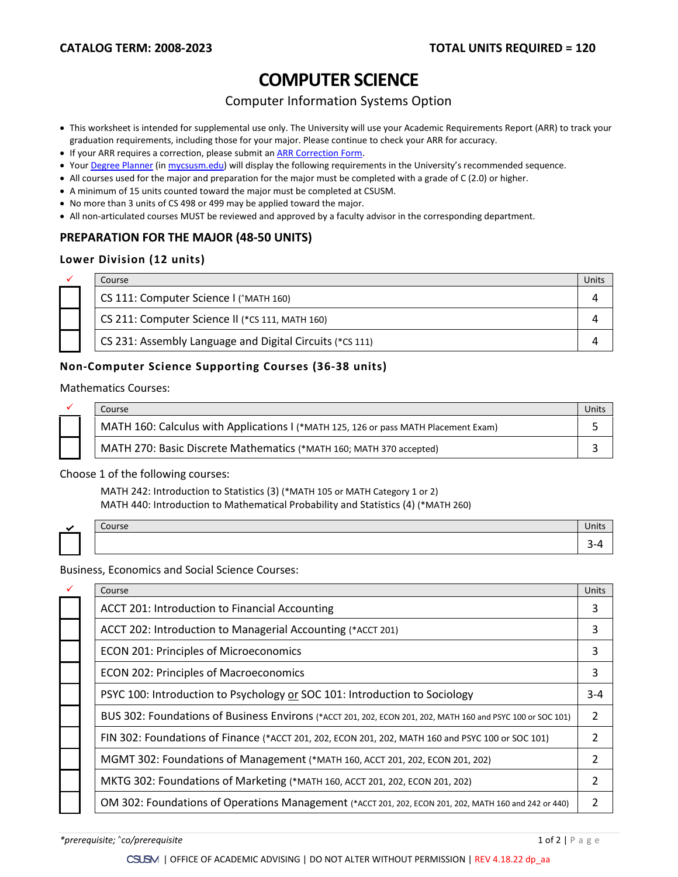**CATALOG TERM: 2008-2023** **TOTAL UNITS REQUIRED = 120**

# COMPUTER SCIENCE

Computer Information Systems Option

- This worksheet is intended for supplemental use only. The University will use your Academic Requirements Report (ARR) to track your graduation requirements, including those for your major. Please continue to check your ARR for accuracy.
- If your ARR requires a correction, please submit an ARR Correction Form.
- Your Degree Planner (in mycsusm.edu) will display the following requirements in the University's recommended sequence.
- All courses used for the major and preparation for the major must be completed with a grade of C (2.0) or higher.
- A minimum of 15 units counted toward the major must be completed at CSUSM.
- No more than 3 units of CS 498 or 499 may be applied toward the major.
- All non-articulated courses MUST be reviewed and approved by a faculty advisor in the corresponding department.

## PREPARATION FOR THE MAJOR (48-50 UNITS)

### Lower Division (12 units)

| ✓ | Course | Units |
|---|---|---|
| ☐ | CS 111: Computer Science I (^MATH 160) | 4 |
| ☐ | CS 211: Computer Science II (*CS 111, MATH 160) | 4 |
| ☐ | CS 231: Assembly Language and Digital Circuits (*CS 111) | 4 |

### Non-Computer Science Supporting Courses (36-38 units)

Mathematics Courses:

| ✓ | Course | Units |
|---|---|---|
| ☐ | MATH 160: Calculus with Applications I (*MATH 125, 126 or pass MATH Placement Exam) | 5 |
| ☐ | MATH 270: Basic Discrete Mathematics (*MATH 160; MATH 370 accepted) | 3 |

Choose 1 of the following courses:

MATH 242: Introduction to Statistics (3) (*MATH 105 or MATH Category 1 or 2)
MATH 440: Introduction to Mathematical Probability and Statistics (4) (*MATH 260)

| ✓ | Course | Units |
|---|---|---|
| ☐ | | 3-4 |

Business, Economics and Social Science Courses:

| ✓ | Course | Units |
|---|---|---|
| ☐ | ACCT 201: Introduction to Financial Accounting | 3 |
| ☐ | ACCT 202: Introduction to Managerial Accounting (*ACCT 201) | 3 |
| ☐ | ECON 201: Principles of Microeconomics | 3 |
| ☐ | ECON 202: Principles of Macroeconomics | 3 |
| ☐ | PSYC 100: Introduction to Psychology or SOC 101: Introduction to Sociology | 3-4 |
| ☐ | BUS 302: Foundations of Business Environs (*ACCT 201, 202, ECON 201, 202, MATH 160 and PSYC 100 or SOC 101) | 2 |
| ☐ | FIN 302: Foundations of Finance (*ACCT 201, 202, ECON 201, 202, MATH 160 and PSYC 100 or SOC 101) | 2 |
| ☐ | MGMT 302: Foundations of Management (*MATH 160, ACCT 201, 202, ECON 201, 202) | 2 |
| ☐ | MKTG 302: Foundations of Marketing (*MATH 160, ACCT 201, 202, ECON 201, 202) | 2 |
| ☐ | OM 302: Foundations of Operations Management (*ACCT 201, 202, ECON 201, 202, MATH 160 and 242 or 440) | 2 |

*\*prerequisite; ^co/prerequisite*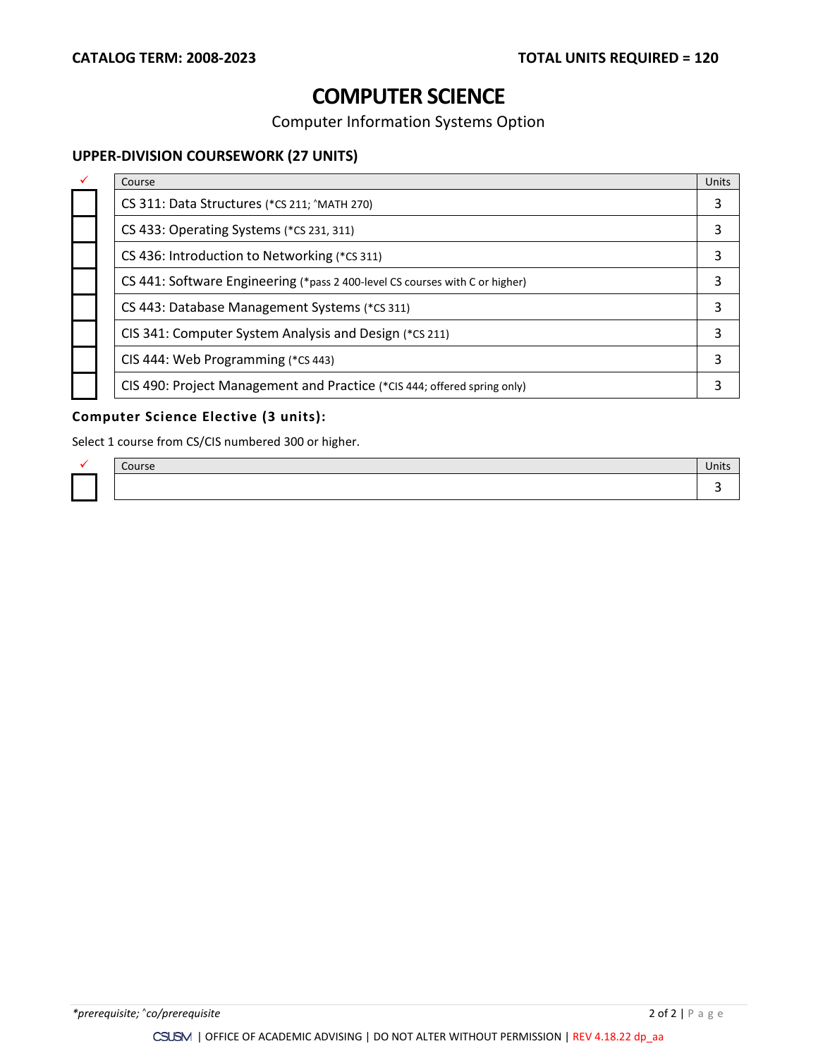CATALOG TERM: 2008-2023 | TOTAL UNITS REQUIRED = 120

# COMPUTER SCIENCE

Computer Information Systems Option

## UPPER-DIVISION COURSEWORK (27 UNITS)

| ✓ | Course | Units |
|---|---|---|
| ☐ | CS 311: Data Structures (*CS 211; ^MATH 270) | 3 |
| ☐ | CS 433: Operating Systems (*CS 231, 311) | 3 |
| ☐ | CS 436: Introduction to Networking (*CS 311) | 3 |
| ☐ | CS 441: Software Engineering (*pass 2 400-level CS courses with C or higher) | 3 |
| ☐ | CS 443: Database Management Systems (*CS 311) | 3 |
| ☐ | CIS 341: Computer System Analysis and Design (*CS 211) | 3 |
| ☐ | CIS 444: Web Programming (*CS 443) | 3 |
| ☐ | CIS 490: Project Management and Practice (*CIS 444; offered spring only) | 3 |

### Computer Science Elective (3 units):

Select 1 course from CS/CIS numbered 300 or higher.

| ✓ | Course | Units |
|---|---|---|
| ☐ | | 3 |

*prerequisite; ^co/prerequisite

CSUSM | OFFICE OF ACADEMIC ADVISING | DO NOT ALTER WITHOUT PERMISSION | REV 4.18.22 dp_aa